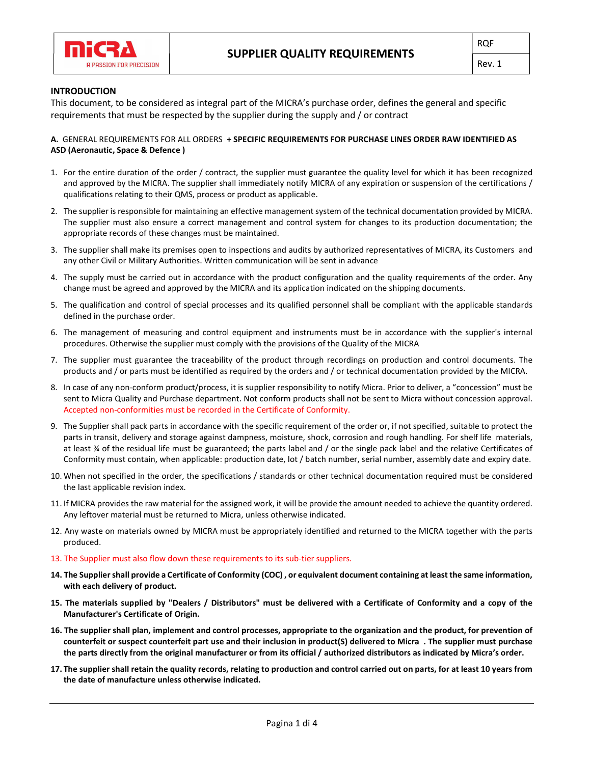| MICRA A PASSION FOR PRECISION | SUPPLIER QUALITY REQUIREMENTS | RQF |
|---|---|---|
| | | Rev. 1 |

**INTRODUCTION**

This document, to be considered as integral part of the MICRA's purchase order, defines the general and specific requirements that must be respected by the supplier during the supply and / or contract

**A.** GENERAL REQUIREMENTS FOR ALL ORDERS **+ SPECIFIC REQUIREMENTS FOR PURCHASE LINES ORDER RAW IDENTIFIED AS ASD (Aeronautic, Space & Defence )**

1. For the entire duration of the order / contract, the supplier must guarantee the quality level for which it has been recognized and approved by the MICRA. The supplier shall immediately notify MICRA of any expiration or suspension of the certifications / qualifications relating to their QMS, process or product as applicable.
2. The supplier is responsible for maintaining an effective management system of the technical documentation provided by MICRA. The supplier must also ensure a correct management and control system for changes to its production documentation; the appropriate records of these changes must be maintained.
3. The supplier shall make its premises open to inspections and audits by authorized representatives of MICRA, its Customers and any other Civil or Military Authorities. Written communication will be sent in advance
4. The supply must be carried out in accordance with the product configuration and the quality requirements of the order. Any change must be agreed and approved by the MICRA and its application indicated on the shipping documents.
5. The qualification and control of special processes and its qualified personnel shall be compliant with the applicable standards defined in the purchase order.
6. The management of measuring and control equipment and instruments must be in accordance with the supplier's internal procedures. Otherwise the supplier must comply with the provisions of the Quality of the MICRA
7. The supplier must guarantee the traceability of the product through recordings on production and control documents. The products and / or parts must be identified as required by the orders and / or technical documentation provided by the MICRA.
8. In case of any non-conform product/process, it is supplier responsibility to notify Micra. Prior to deliver, a "concession" must be sent to Micra Quality and Purchase department. Not conform products shall not be sent to Micra without concession approval. Accepted non-conformities must be recorded in the Certificate of Conformity.
9. The Supplier shall pack parts in accordance with the specific requirement of the order or, if not specified, suitable to protect the parts in transit, delivery and storage against dampness, moisture, shock, corrosion and rough handling. For shelf life materials, at least ¾ of the residual life must be guaranteed; the parts label and / or the single pack label and the relative Certificates of Conformity must contain, when applicable: production date, lot / batch number, serial number, assembly date and expiry date.
10. When not specified in the order, the specifications / standards or other technical documentation required must be considered the last applicable revision index.
11. If MICRA provides the raw material for the assigned work, it will be provide the amount needed to achieve the quantity ordered. Any leftover material must be returned to Micra, unless otherwise indicated.
12. Any waste on materials owned by MICRA must be appropriately identified and returned to the MICRA together with the parts produced.
13. The Supplier must also flow down these requirements to its sub-tier suppliers.
14. **The Supplier shall provide a Certificate of Conformity (COC) , or equivalent document containing at least the same information, with each delivery of product.**
15. **The materials supplied by "Dealers / Distributors" must be delivered with a Certificate of Conformity and a copy of the Manufacturer's Certificate of Origin.**
16. **The supplier shall plan, implement and control processes, appropriate to the organization and the product, for prevention of counterfeit or suspect counterfeit part use and their inclusion in product(S) delivered to Micra . The supplier must purchase the parts directly from the original manufacturer or from its official / authorized distributors as indicated by Micra's order.**
17. **The supplier shall retain the quality records, relating to production and control carried out on parts, for at least 10 years from the date of manufacture unless otherwise indicated.**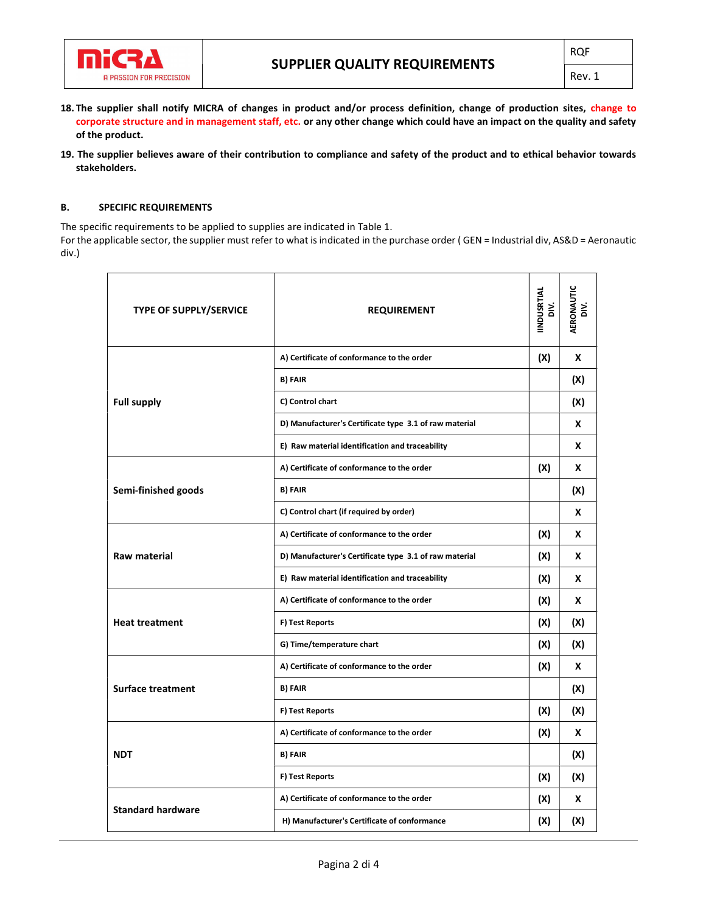18. **The supplier shall notify MICRA of changes in product and/or process definition, change of production sites, change to corporate structure and in management staff, etc. or any other change which could have an impact on the quality and safety of the product.**

19. **The supplier believes aware of their contribution to compliance and safety of the product and to ethical behavior towards stakeholders.**

## B. SPECIFIC REQUIREMENTS

The specific requirements to be applied to supplies are indicated in Table 1.
For the applicable sector, the supplier must refer to what is indicated in the purchase order ( GEN = Industrial div, AS&D = Aeronautic div.)

| TYPE OF SUPPLY/SERVICE | REQUIREMENT | IINDUSRTIAL DIV. | AERONAUTIC DIV. |
|---|---|---|---|
| Full supply | A) Certificate of conformance to the order | (X) | X |
| | B) FAIR | | (X) |
| | C) Control chart | | (X) |
| | D) Manufacturer's Certificate type 3.1 of raw material | | X |
| | E) Raw material identification and traceability | | X |
| Semi-finished goods | A) Certificate of conformance to the order | (X) | X |
| | B) FAIR | | (X) |
| | C) Control chart (if required by order) | | X |
| Raw material | A) Certificate of conformance to the order | (X) | X |
| | D) Manufacturer's Certificate type 3.1 of raw material | (X) | X |
| | E) Raw material identification and traceability | (X) | X |
| Heat treatment | A) Certificate of conformance to the order | (X) | X |
| | F) Test Reports | (X) | (X) |
| | G) Time/temperature chart | (X) | (X) |
| Surface treatment | A) Certificate of conformance to the order | (X) | X |
| | B) FAIR | | (X) |
| | F) Test Reports | (X) | (X) |
| NDT | A) Certificate of conformance to the order | (X) | X |
| | B) FAIR | | (X) |
| | F) Test Reports | (X) | (X) |
| Standard hardware | A) Certificate of conformance to the order | (X) | X |
| | H) Manufacturer's Certificate of conformance | (X) | (X) |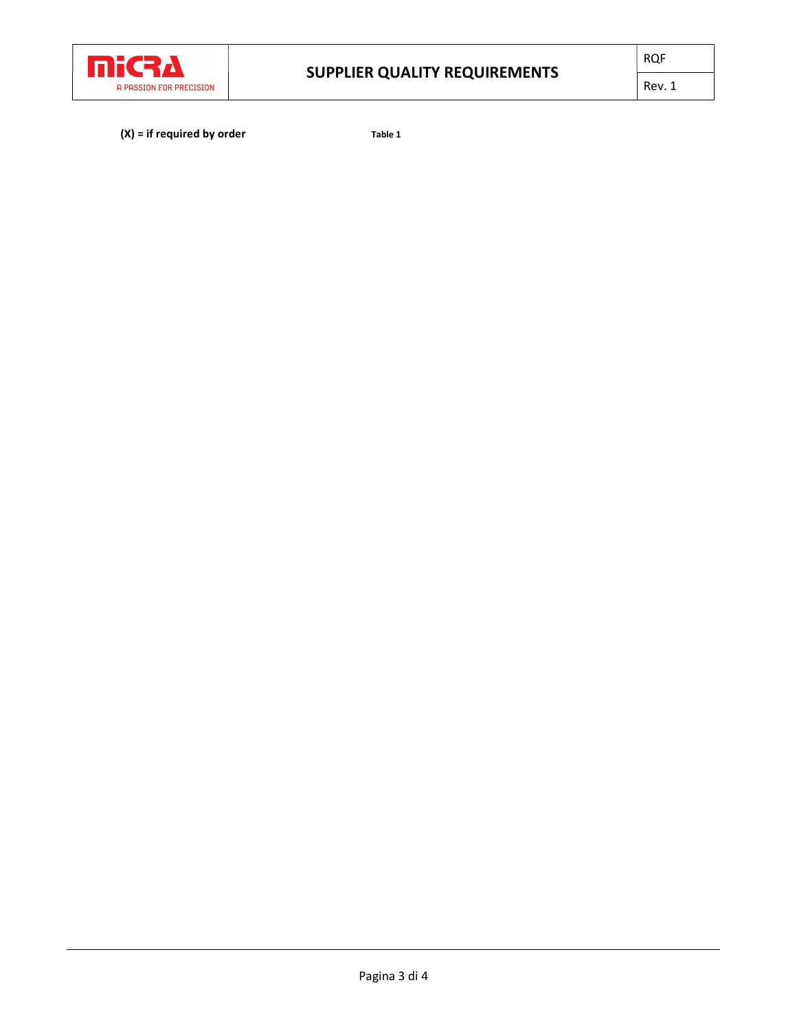**(X) = if required by order** **Table 1**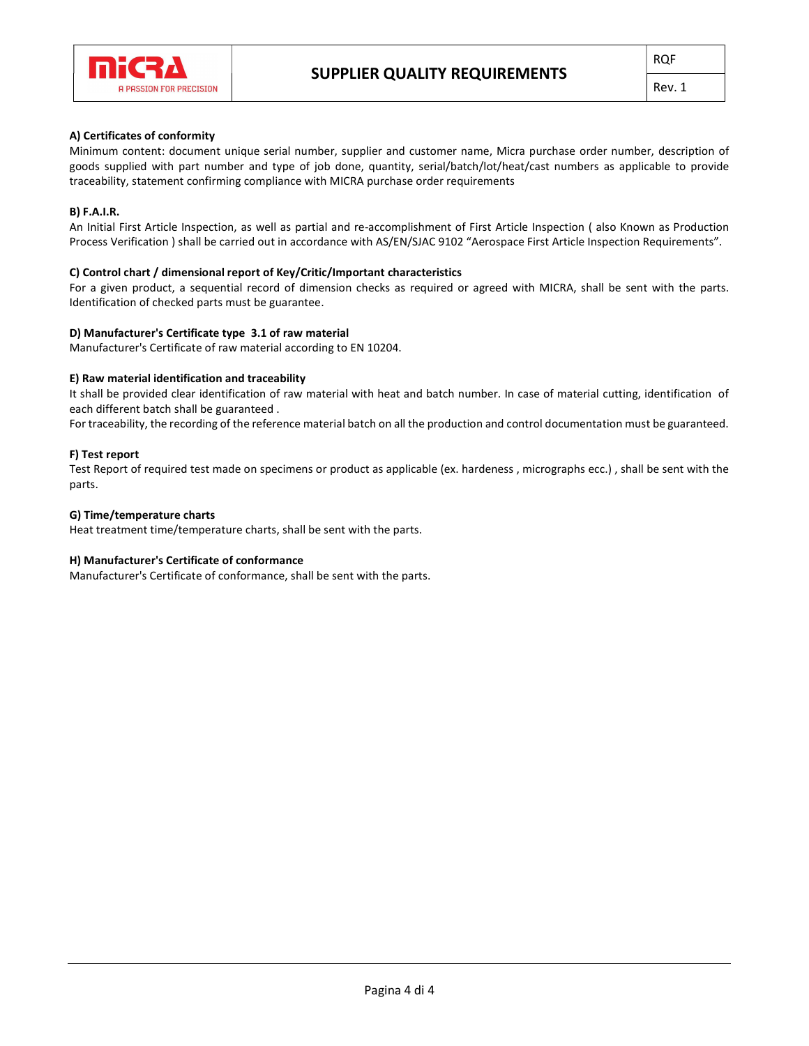**A) Certificates of conformity**

Minimum content: document unique serial number, supplier and customer name, Micra purchase order number, description of goods supplied with part number and type of job done, quantity, serial/batch/lot/heat/cast numbers as applicable to provide traceability, statement confirming compliance with MICRA purchase order requirements

**B) F.A.I.R.**

An Initial First Article Inspection, as well as partial and re-accomplishment of First Article Inspection ( also Known as Production Process Verification ) shall be carried out in accordance with AS/EN/SJAC 9102 "Aerospace First Article Inspection Requirements".

**C) Control chart / dimensional report of Key/Critic/Important characteristics**

For a given product, a sequential record of dimension checks as required or agreed with MICRA, shall be sent with the parts. Identification of checked parts must be guarantee.

**D) Manufacturer's Certificate type 3.1 of raw material**

Manufacturer's Certificate of raw material according to EN 10204.

**E) Raw material identification and traceability**

It shall be provided clear identification of raw material with heat and batch number. In case of material cutting, identification of each different batch shall be guaranteed .

For traceability, the recording of the reference material batch on all the production and control documentation must be guaranteed.

**F) Test report**

Test Report of required test made on specimens or product as applicable (ex. hardeness , micrographs ecc.) , shall be sent with the parts.

**G) Time/temperature charts**

Heat treatment time/temperature charts, shall be sent with the parts.

**H) Manufacturer's Certificate of conformance**

Manufacturer's Certificate of conformance, shall be sent with the parts.